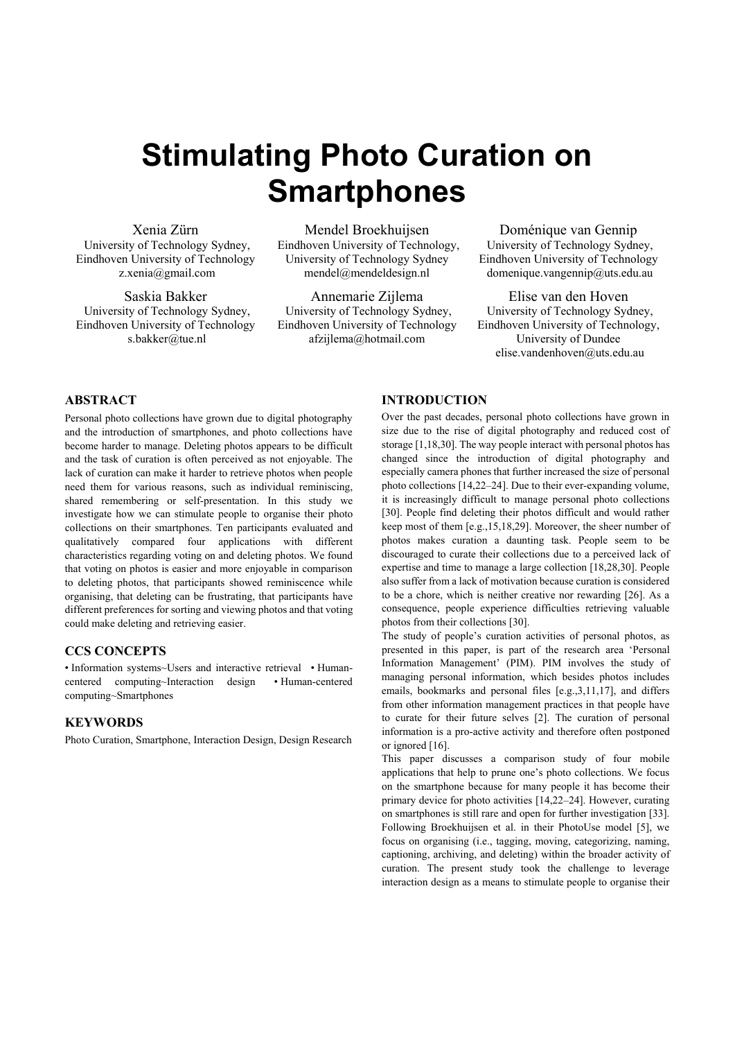# Stimulating Photo Curation on Smartphones

Xenia Zürn
University of Technology Sydney,
Eindhoven University of Technology
z.xenia@gmail.com

Mendel Broekhuijsen
Eindhoven University of Technology,
University of Technology Sydney
mendel@mendeldesign.nl

Doménique van Gennip
University of Technology Sydney,
Eindhoven University of Technology
domenique.vangennip@uts.edu.au

Saskia Bakker
University of Technology Sydney,
Eindhoven University of Technology
s.bakker@tue.nl

Annemarie Zijlema
University of Technology Sydney,
Eindhoven University of Technology
afzijlema@hotmail.com

Elise van den Hoven
University of Technology Sydney,
Eindhoven University of Technology,
University of Dundee
elise.vandenhoven@uts.edu.au

## ABSTRACT

Personal photo collections have grown due to digital photography and the introduction of smartphones, and photo collections have become harder to manage. Deleting photos appears to be difficult and the task of curation is often perceived as not enjoyable. The lack of curation can make it harder to retrieve photos when people need them for various reasons, such as individual reminiscing, shared remembering or self-presentation. In this study we investigate how we can stimulate people to organise their photo collections on their smartphones. Ten participants evaluated and qualitatively compared four applications with different characteristics regarding voting on and deleting photos. We found that voting on photos is easier and more enjoyable in comparison to deleting photos, that participants showed reminiscence while organising, that deleting can be frustrating, that participants have different preferences for sorting and viewing photos and that voting could make deleting and retrieving easier.

### CCS CONCEPTS

• Information systems~Users and interactive retrieval • Human-centered computing~Interaction design • Human-centered computing~Smartphones

### KEYWORDS

Photo Curation, Smartphone, Interaction Design, Design Research

## INTRODUCTION

Over the past decades, personal photo collections have grown in size due to the rise of digital photography and reduced cost of storage [1,18,30]. The way people interact with personal photos has changed since the introduction of digital photography and especially camera phones that further increased the size of personal photo collections [14,22–24]. Due to their ever-expanding volume, it is increasingly difficult to manage personal photo collections [30]. People find deleting their photos difficult and would rather keep most of them [e.g.,15,18,29]. Moreover, the sheer number of photos makes curation a daunting task. People seem to be discouraged to curate their collections due to a perceived lack of expertise and time to manage a large collection [18,28,30]. People also suffer from a lack of motivation because curation is considered to be a chore, which is neither creative nor rewarding [26]. As a consequence, people experience difficulties retrieving valuable photos from their collections [30].

The study of people's curation activities of personal photos, as presented in this paper, is part of the research area 'Personal Information Management' (PIM). PIM involves the study of managing personal information, which besides photos includes emails, bookmarks and personal files [e.g.,3,11,17], and differs from other information management practices in that people have to curate for their future selves [2]. The curation of personal information is a pro-active activity and therefore often postponed or ignored [16].

This paper discusses a comparison study of four mobile applications that help to prune one's photo collections. We focus on the smartphone because for many people it has become their primary device for photo activities [14,22–24]. However, curating on smartphones is still rare and open for further investigation [33]. Following Broekhuijsen et al. in their PhotoUse model [5], we focus on organising (i.e., tagging, moving, categorizing, naming, captioning, archiving, and deleting) within the broader activity of curation. The present study took the challenge to leverage interaction design as a means to stimulate people to organise their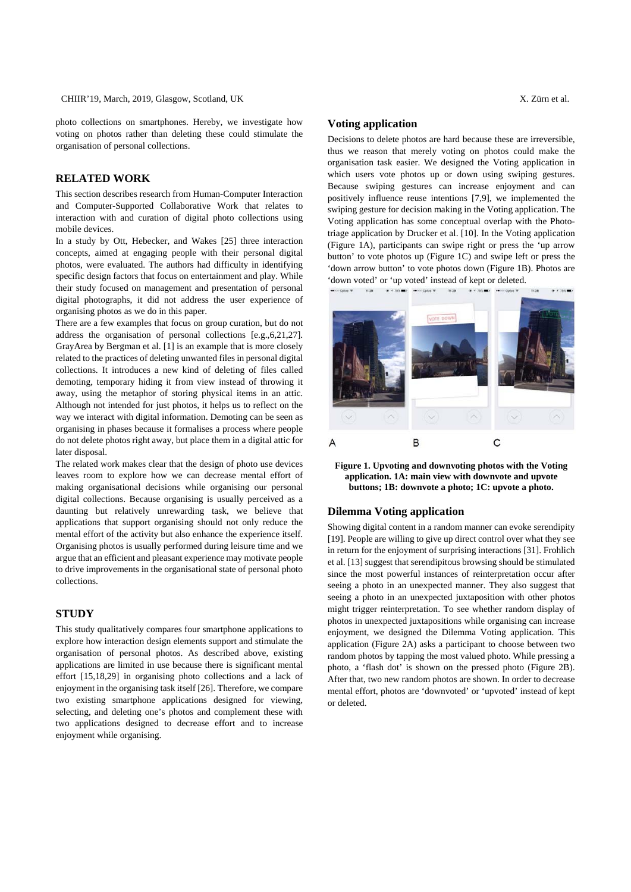photo collections on smartphones. Hereby, we investigate how voting on photos rather than deleting these could stimulate the organisation of personal collections.

## RELATED WORK

This section describes research from Human-Computer Interaction and Computer-Supported Collaborative Work that relates to interaction with and curation of digital photo collections using mobile devices.

In a study by Ott, Hebecker, and Wakes [25] three interaction concepts, aimed at engaging people with their personal digital photos, were evaluated. The authors had difficulty in identifying specific design factors that focus on entertainment and play. While their study focused on management and presentation of personal digital photographs, it did not address the user experience of organising photos as we do in this paper.

There are a few examples that focus on group curation, but do not address the organisation of personal collections [e.g.,6,21,27]. GrayArea by Bergman et al. [1] is an example that is more closely related to the practices of deleting unwanted files in personal digital collections. It introduces a new kind of deleting of files called demoting, temporary hiding it from view instead of throwing it away, using the metaphor of storing physical items in an attic. Although not intended for just photos, it helps us to reflect on the way we interact with digital information. Demoting can be seen as organising in phases because it formalises a process where people do not delete photos right away, but place them in a digital attic for later disposal.

The related work makes clear that the design of photo use devices leaves room to explore how we can decrease mental effort of making organisational decisions while organising our personal digital collections. Because organising is usually perceived as a daunting but relatively unrewarding task, we believe that applications that support organising should not only reduce the mental effort of the activity but also enhance the experience itself. Organising photos is usually performed during leisure time and we argue that an efficient and pleasant experience may motivate people to drive improvements in the organisational state of personal photo collections.

## STUDY

This study qualitatively compares four smartphone applications to explore how interaction design elements support and stimulate the organisation of personal photos. As described above, existing applications are limited in use because there is significant mental effort [15,18,29] in organising photo collections and a lack of enjoyment in the organising task itself [26]. Therefore, we compare two existing smartphone applications designed for viewing, selecting, and deleting one's photos and complement these with two applications designed to decrease effort and to increase enjoyment while organising.

### Voting application

Decisions to delete photos are hard because these are irreversible, thus we reason that merely voting on photos could make the organisation task easier. We designed the Voting application in which users vote photos up or down using swiping gestures. Because swiping gestures can increase enjoyment and can positively influence reuse intentions [7,9], we implemented the swiping gesture for decision making in the Voting application. The Voting application has some conceptual overlap with the Photo-triage application by Drucker et al. [10]. In the Voting application (Figure 1A), participants can swipe right or press the 'up arrow button' to vote photos up (Figure 1C) and swipe left or press the 'down arrow button' to vote photos down (Figure 1B). Photos are 'down voted' or 'up voted' instead of kept or deleted.

A B C

**Figure 1. Upvoting and downvoting photos with the Voting application. 1A: main view with downvote and upvote buttons; 1B: downvote a photo; 1C: upvote a photo.**

### Dilemma Voting application

Showing digital content in a random manner can evoke serendipity [19]. People are willing to give up direct control over what they see in return for the enjoyment of surprising interactions [31]. Frohlich et al. [13] suggest that serendipitous browsing should be stimulated since the most powerful instances of reinterpretation occur after seeing a photo in an unexpected manner. They also suggest that seeing a photo in an unexpected juxtaposition with other photos might trigger reinterpretation. To see whether random display of photos in unexpected juxtapositions while organising can increase enjoyment, we designed the Dilemma Voting application. This application (Figure 2A) asks a participant to choose between two random photos by tapping the most valued photo. While pressing a photo, a 'flash dot' is shown on the pressed photo (Figure 2B). After that, two new random photos are shown. In order to decrease mental effort, photos are 'downvoted' or 'upvoted' instead of kept or deleted.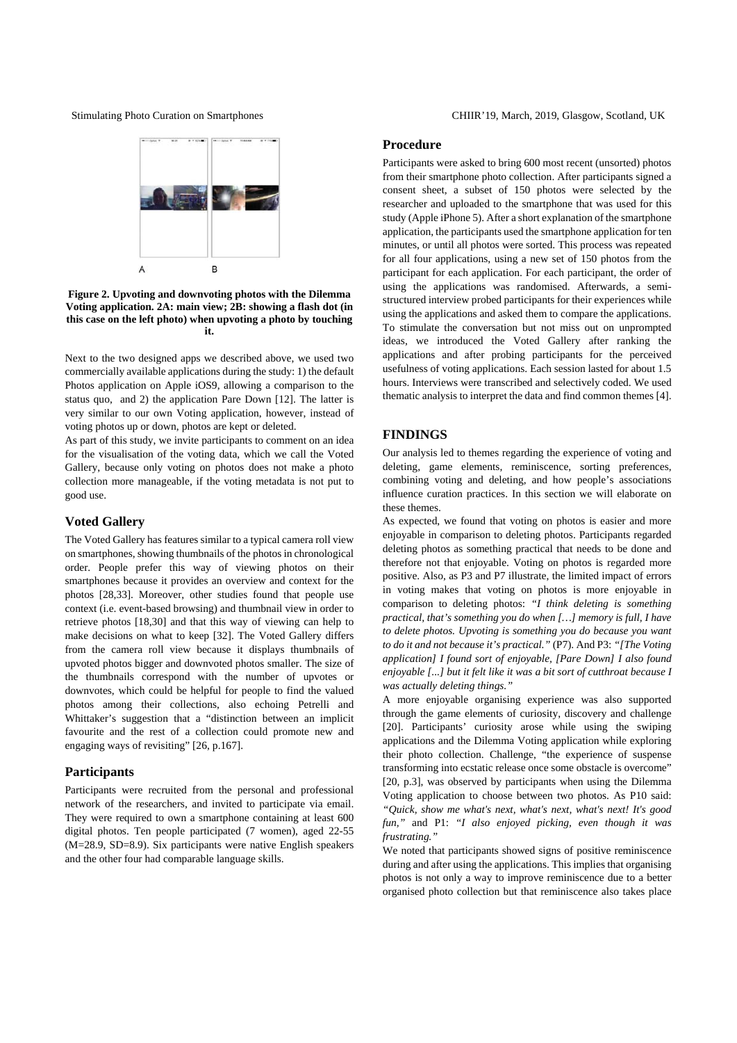**Figure 2. Upvoting and downvoting photos with the Dilemma Voting application. 2A: main view; 2B: showing a flash dot (in this case on the left photo) when upvoting a photo by touching it.**

Next to the two designed apps we described above, we used two commercially available applications during the study: 1) the default Photos application on Apple iOS9, allowing a comparison to the status quo, and 2) the application Pare Down [12]. The latter is very similar to our own Voting application, however, instead of voting photos up or down, photos are kept or deleted.

As part of this study, we invite participants to comment on an idea for the visualisation of the voting data, which we call the Voted Gallery, because only voting on photos does not make a photo collection more manageable, if the voting metadata is not put to good use.

## Voted Gallery

The Voted Gallery has features similar to a typical camera roll view on smartphones, showing thumbnails of the photos in chronological order. People prefer this way of viewing photos on their smartphones because it provides an overview and context for the photos [28,33]. Moreover, other studies found that people use context (i.e. event-based browsing) and thumbnail view in order to retrieve photos [18,30] and that this way of viewing can help to make decisions on what to keep [32]. The Voted Gallery differs from the camera roll view because it displays thumbnails of upvoted photos bigger and downvoted photos smaller. The size of the thumbnails correspond with the number of upvotes or downvotes, which could be helpful for people to find the valued photos among their collections, also echoing Petrelli and Whittaker's suggestion that a "distinction between an implicit favourite and the rest of a collection could promote new and engaging ways of revisiting" [26, p.167].

## Participants

Participants were recruited from the personal and professional network of the researchers, and invited to participate via email. They were required to own a smartphone containing at least 600 digital photos. Ten people participated (7 women), aged 22-55 (M=28.9, SD=8.9). Six participants were native English speakers and the other four had comparable language skills.

## Procedure

Participants were asked to bring 600 most recent (unsorted) photos from their smartphone photo collection. After participants signed a consent sheet, a subset of 150 photos were selected by the researcher and uploaded to the smartphone that was used for this study (Apple iPhone 5). After a short explanation of the smartphone application, the participants used the smartphone application for ten minutes, or until all photos were sorted. This process was repeated for all four applications, using a new set of 150 photos from the participant for each application. For each participant, the order of using the applications was randomised. Afterwards, a semi-structured interview probed participants for their experiences while using the applications and asked them to compare the applications. To stimulate the conversation but not miss out on unprompted ideas, we introduced the Voted Gallery after ranking the applications and after probing participants for the perceived usefulness of voting applications. Each session lasted for about 1.5 hours. Interviews were transcribed and selectively coded. We used thematic analysis to interpret the data and find common themes [4].

# FINDINGS

Our analysis led to themes regarding the experience of voting and deleting, game elements, reminiscence, sorting preferences, combining voting and deleting, and how people's associations influence curation practices. In this section we will elaborate on these themes.

As expected, we found that voting on photos is easier and more enjoyable in comparison to deleting photos. Participants regarded deleting photos as something practical that needs to be done and therefore not that enjoyable. Voting on photos is regarded more positive. Also, as P3 and P7 illustrate, the limited impact of errors in voting makes that voting on photos is more enjoyable in comparison to deleting photos: *"I think deleting is something practical, that's something you do when […] memory is full, I have to delete photos. Upvoting is something you do because you want to do it and not because it's practical."* (P7). And P3: *"[The Voting application] I found sort of enjoyable, [Pare Down] I also found enjoyable [...] but it felt like it was a bit sort of cutthroat because I was actually deleting things."*

A more enjoyable organising experience was also supported through the game elements of curiosity, discovery and challenge [20]. Participants' curiosity arose while using the swiping applications and the Dilemma Voting application while exploring their photo collection. Challenge, "the experience of suspense transforming into ecstatic release once some obstacle is overcome" [20, p.3], was observed by participants when using the Dilemma Voting application to choose between two photos. As P10 said: *"Quick, show me what's next, what's next, what's next! It's good fun,"* and P1: *"I also enjoyed picking, even though it was frustrating."*

We noted that participants showed signs of positive reminiscence during and after using the applications. This implies that organising photos is not only a way to improve reminiscence due to a better organised photo collection but that reminiscence also takes place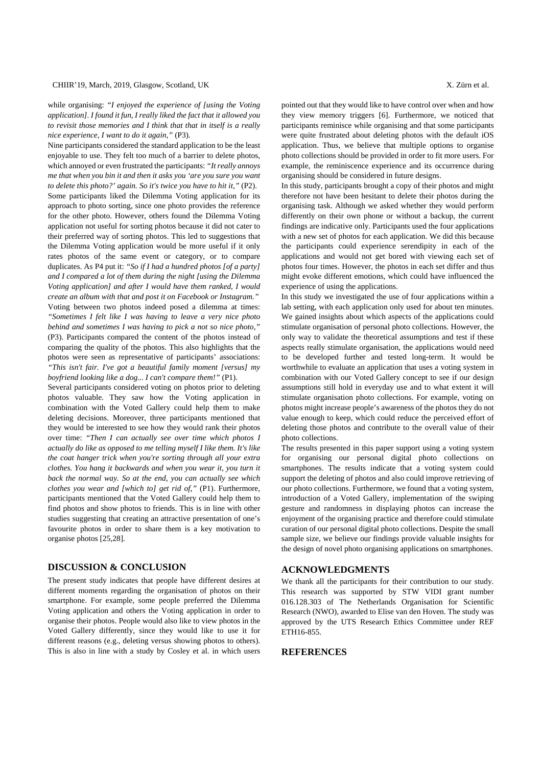while organising: *"I enjoyed the experience of [using the Voting application]. I found it fun, I really liked the fact that it allowed you to revisit those memories and I think that that in itself is a really nice experience, I want to do it again,"* (P3).

Nine participants considered the standard application to be the least enjoyable to use. They felt too much of a barrier to delete photos, which annoyed or even frustrated the participants: *"It really annoys me that when you bin it and then it asks you 'are you sure you want to delete this photo?' again. So it's twice you have to hit it,"* (P2).

Some participants liked the Dilemma Voting application for its approach to photo sorting, since one photo provides the reference for the other photo. However, others found the Dilemma Voting application not useful for sorting photos because it did not cater to their preferred way of sorting photos. This led to suggestions that the Dilemma Voting application would be more useful if it only rates photos of the same event or category, or to compare duplicates. As P4 put it: *"So if I had a hundred photos [of a party] and I compared a lot of them during the night [using the Dilemma Voting application] and after I would have them ranked, I would create an album with that and post it on Facebook or Instagram."*

Voting between two photos indeed posed a dilemma at times: *"Sometimes I felt like I was having to leave a very nice photo behind and sometimes I was having to pick a not so nice photo,"* (P3). Participants compared the content of the photos instead of comparing the quality of the photos. This also highlights that the photos were seen as representative of participants' associations: *"This isn't fair. I've got a beautiful family moment [versus] my boyfriend looking like a dog... I can't compare them!"* (P1).

Several participants considered voting on photos prior to deleting photos valuable. They saw how the Voting application in combination with the Voted Gallery could help them to make deleting decisions. Moreover, three participants mentioned that they would be interested to see how they would rank their photos over time: *"Then I can actually see over time which photos I actually do like as opposed to me telling myself I like them. It's like the coat hanger trick when you're sorting through all your extra clothes. You hang it backwards and when you wear it, you turn it back the normal way. So at the end, you can actually see which clothes you wear and [which to] get rid of,"* (P1). Furthermore, participants mentioned that the Voted Gallery could help them to find photos and show photos to friends. This is in line with other studies suggesting that creating an attractive presentation of one's favourite photos in order to share them is a key motivation to organise photos [25,28].

## DISCUSSION & CONCLUSION

The present study indicates that people have different desires at different moments regarding the organisation of photos on their smartphone. For example, some people preferred the Dilemma Voting application and others the Voting application in order to organise their photos. People would also like to view photos in the Voted Gallery differently, since they would like to use it for different reasons (e.g., deleting versus showing photos to others). This is also in line with a study by Cosley et al. in which users pointed out that they would like to have control over when and how they view memory triggers [6]. Furthermore, we noticed that participants reminisce while organising and that some participants were quite frustrated about deleting photos with the default iOS application. Thus, we believe that multiple options to organise photo collections should be provided in order to fit more users. For example, the reminiscence experience and its occurrence during organising should be considered in future designs.

In this study, participants brought a copy of their photos and might therefore not have been hesitant to delete their photos during the organising task. Although we asked whether they would perform differently on their own phone or without a backup, the current findings are indicative only. Participants used the four applications with a new set of photos for each application. We did this because the participants could experience serendipity in each of the applications and would not get bored with viewing each set of photos four times. However, the photos in each set differ and thus might evoke different emotions, which could have influenced the experience of using the applications.

In this study we investigated the use of four applications within a lab setting, with each application only used for about ten minutes. We gained insights about which aspects of the applications could stimulate organisation of personal photo collections. However, the only way to validate the theoretical assumptions and test if these aspects really stimulate organisation, the applications would need to be developed further and tested long-term. It would be worthwhile to evaluate an application that uses a voting system in combination with our Voted Gallery concept to see if our design assumptions still hold in everyday use and to what extent it will stimulate organisation photo collections. For example, voting on photos might increase people's awareness of the photos they do not value enough to keep, which could reduce the perceived effort of deleting those photos and contribute to the overall value of their photo collections.

The results presented in this paper support using a voting system for organising our personal digital photo collections on smartphones. The results indicate that a voting system could support the deleting of photos and also could improve retrieving of our photo collections. Furthermore, we found that a voting system, introduction of a Voted Gallery, implementation of the swiping gesture and randomness in displaying photos can increase the enjoyment of the organising practice and therefore could stimulate curation of our personal digital photo collections. Despite the small sample size, we believe our findings provide valuable insights for the design of novel photo organising applications on smartphones.

## ACKNOWLEDGMENTS

We thank all the participants for their contribution to our study. This research was supported by STW VIDI grant number 016.128.303 of The Netherlands Organisation for Scientific Research (NWO), awarded to Elise van den Hoven. The study was approved by the UTS Research Ethics Committee under REF ETH16-855.

## REFERENCES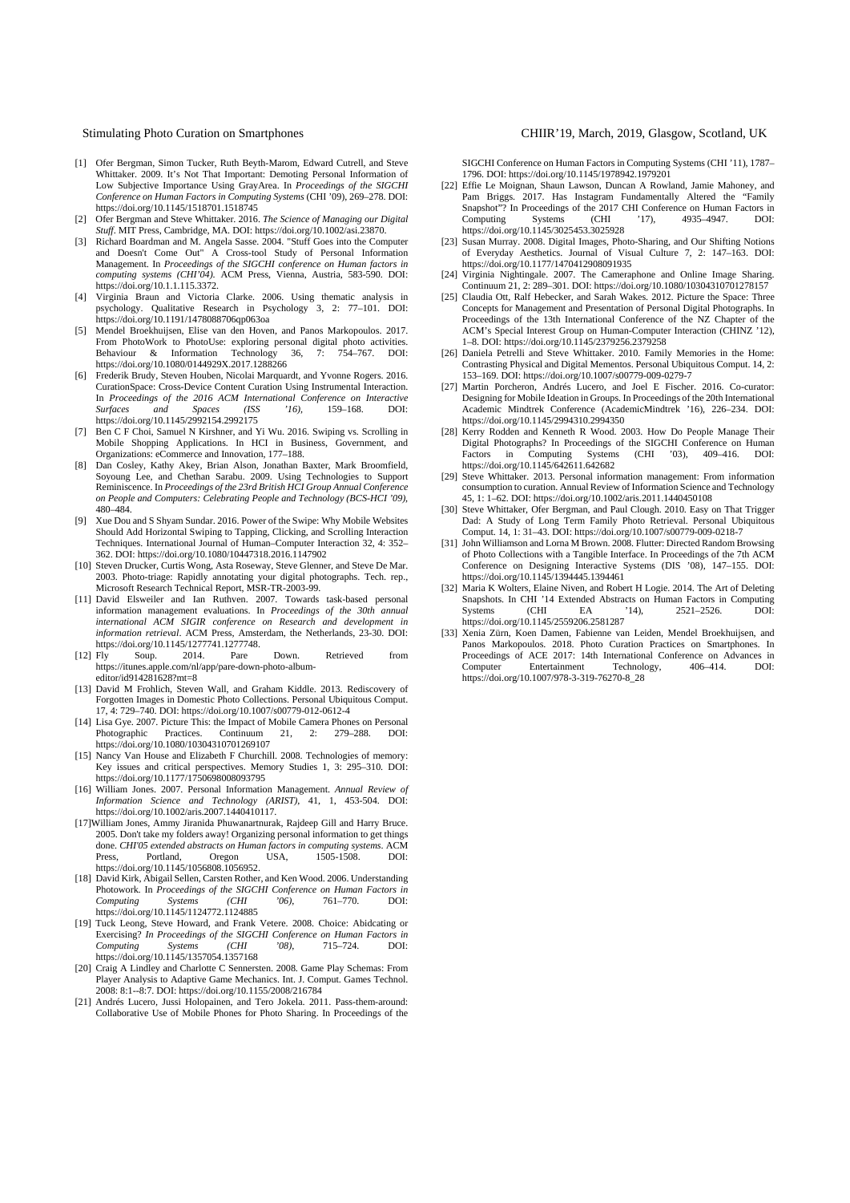[1] Ofer Bergman, Simon Tucker, Ruth Beyth-Marom, Edward Cutrell, and Steve Whittaker. 2009. It's Not That Important: Demoting Personal Information of Low Subjective Importance Using GrayArea. In *Proceedings of the SIGCHI Conference on Human Factors in Computing Systems* (CHI '09), 269–278. DOI: https://doi.org/10.1145/1518701.1518745

[2] Ofer Bergman and Steve Whittaker. 2016. *The Science of Managing our Digital Stuff*. MIT Press, Cambridge, MA. DOI: https://doi.org/10.1002/asi.23870.

[3] Richard Boardman and M. Angela Sasse. 2004. "Stuff Goes into the Computer and Doesn't Come Out" A Cross-tool Study of Personal Information Management. In *Proceedings of the SIGCHI conference on Human factors in computing systems (CHI'04)*. ACM Press, Vienna, Austria, 583-590. DOI: https://doi.org/10.1.1.115.3372.

[4] Virginia Braun and Victoria Clarke. 2006. Using thematic analysis in psychology. Qualitative Research in Psychology 3, 2: 77–101. DOI: https://doi.org/10.1191/1478088706qp063oa

[5] Mendel Broekhuijsen, Elise van den Hoven, and Panos Markopoulos. 2017. From PhotoWork to PhotoUse: exploring personal digital photo activities. Behaviour & Information Technology 36, 7: 754–767. DOI: https://doi.org/10.1080/0144929X.2017.1288266

[6] Frederik Brudy, Steven Houben, Nicolai Marquardt, and Yvonne Rogers. 2016. CurationSpace: Cross-Device Content Curation Using Instrumental Interaction. In *Proceedings of the 2016 ACM International Conference on Interactive Surfaces and Spaces (ISS '16)*, 159–168. DOI: https://doi.org/10.1145/2992154.2992175

[7] Ben C F Choi, Samuel N Kirshner, and Yi Wu. 2016. Swiping vs. Scrolling in Mobile Shopping Applications. In HCI in Business, Government, and Organizations: eCommerce and Innovation, 177–188.

[8] Dan Cosley, Kathy Akey, Brian Alson, Jonathan Baxter, Mark Broomfield, Soyoung Lee, and Chethan Sarabu. 2009. Using Technologies to Support Reminiscence. In *Proceedings of the 23rd British HCI Group Annual Conference on People and Computers: Celebrating People and Technology (BCS-HCI '09)*, 480–484.

[9] Xue Dou and S Shyam Sundar. 2016. Power of the Swipe: Why Mobile Websites Should Add Horizontal Swiping to Tapping, Clicking, and Scrolling Interaction Techniques. International Journal of Human–Computer Interaction 32, 4: 352–362. DOI: https://doi.org/10.1080/10447318.2016.1147902

[10] Steven Drucker, Curtis Wong, Asta Roseway, Steve Glenner, and Steve De Mar. 2003. Photo-triage: Rapidly annotating your digital photographs. Tech. rep., Microsoft Research Technical Report, MSR-TR-2003-99.

[11] David Elsweiler and Ian Ruthven. 2007. Towards task-based personal information management evaluations. In *Proceedings of the 30th annual international ACM SIGIR conference on Research and development in information retrieval*. ACM Press, Amsterdam, the Netherlands, 23-30. DOI: https://doi.org/10.1145/1277741.1277748.

[12] Fly Soup. 2014. Pare Down. Retrieved from https://itunes.apple.com/nl/app/pare-down-photo-album-editor/id914281628?mt=8

[13] David M Frohlich, Steven Wall, and Graham Kiddle. 2013. Rediscovery of Forgotten Images in Domestic Photo Collections. Personal Ubiquitous Comput. 17, 4: 729–740. DOI: https://doi.org/10.1007/s00779-012-0612-4

[14] Lisa Gye. 2007. Picture This: the Impact of Mobile Camera Phones on Personal Photographic Practices. Continuum 21, 2: 279–288. DOI: https://doi.org/10.1080/10304310701269107

[15] Nancy Van House and Elizabeth F Churchill. 2008. Technologies of memory: Key issues and critical perspectives. Memory Studies 1, 3: 295–310. DOI: https://doi.org/10.1177/1750698008093795

[16] William Jones. 2007. Personal Information Management. *Annual Review of Information Science and Technology (ARIST)*, 41, 1, 453-504. DOI: https://doi.org/10.1002/aris.2007.1440410117.

[17] William Jones, Ammy Jiranida Phuwanartnurak, Rajdeep Gill and Harry Bruce. 2005. Don't take my folders away! Organizing personal information to get things done. *CHI'05 extended abstracts on Human factors in computing systems*. ACM Press, Portland, Oregon USA, 1505-1508. DOI: https://doi.org/10.1145/1056808.1056952.

[18] David Kirk, Abigail Sellen, Carsten Rother, and Ken Wood. 2006. Understanding Photowork. In *Proceedings of the SIGCHI Conference on Human Factors in Computing Systems (CHI '06)*, 761–770. DOI: https://doi.org/10.1145/1124772.1124885

[19] Tuck Leong, Steve Howard, and Frank Vetere. 2008. Choice: Abidcating or Exercising? *In Proceedings of the SIGCHI Conference on Human Factors in Computing Systems (CHI '08)*, 715–724. DOI: https://doi.org/10.1145/1357054.1357168

[20] Craig A Lindley and Charlotte C Sennersten. 2008. Game Play Schemas: From Player Analysis to Adaptive Game Mechanics. Int. J. Comput. Games Technol. 2008: 8:1--8:7. DOI: https://doi.org/10.1155/2008/216784

[21] Andrés Lucero, Jussi Holopainen, and Tero Jokela. 2011. Pass-them-around: Collaborative Use of Mobile Phones for Photo Sharing. In Proceedings of the SIGCHI Conference on Human Factors in Computing Systems (CHI '11), 1787–1796. DOI: https://doi.org/10.1145/1978942.1979201

[22] Effie Le Moignan, Shaun Lawson, Duncan A Rowland, Jamie Mahoney, and Pam Briggs. 2017. Has Instagram Fundamentally Altered the "Family Snapshot"? In Proceedings of the 2017 CHI Conference on Human Factors in Computing Systems (CHI '17), 4935–4947. DOI: https://doi.org/10.1145/3025453.3025928

[23] Susan Murray. 2008. Digital Images, Photo-Sharing, and Our Shifting Notions of Everyday Aesthetics. Journal of Visual Culture 7, 2: 147–163. DOI: https://doi.org/10.1177/1470412908091935

[24] Virginia Nightingale. 2007. The Cameraphone and Online Image Sharing. Continuum 21, 2: 289–301. DOI: https://doi.org/10.1080/10304310701278157

[25] Claudia Ott, Ralf Hebecker, and Sarah Wakes. 2012. Picture the Space: Three Concepts for Management and Presentation of Personal Digital Photographs. In Proceedings of the 13th International Conference of the NZ Chapter of the ACM's Special Interest Group on Human-Computer Interaction (CHINZ '12), 1–8. DOI: https://doi.org/10.1145/2379256.2379258

[26] Daniela Petrelli and Steve Whittaker. 2010. Family Memories in the Home: Contrasting Physical and Digital Mementos. Personal Ubiquitous Comput. 14, 2: 153–169. DOI: https://doi.org/10.1007/s00779-009-0279-7

[27] Martin Porcheron, Andrés Lucero, and Joel E Fischer. 2016. Co-curator: Designing for Mobile Ideation in Groups. In Proceedings of the 20th International Academic Mindtrek Conference (AcademicMindtrek '16), 226–234. DOI: https://doi.org/10.1145/2994310.2994350

[28] Kerry Rodden and Kenneth R Wood. 2003. How Do People Manage Their Digital Photographs? In Proceedings of the SIGCHI Conference on Human Factors in Computing Systems (CHI '03), 409–416. DOI: https://doi.org/10.1145/642611.642682

[29] Steve Whittaker. 2013. Personal information management: From information consumption to curation. Annual Review of Information Science and Technology 45, 1: 1–62. DOI: https://doi.org/10.1002/aris.2011.1440450108

[30] Steve Whittaker, Ofer Bergman, and Paul Clough. 2010. Easy on That Trigger Dad: A Study of Long Term Family Photo Retrieval. Personal Ubiquitous Comput. 14, 1: 31–43. DOI: https://doi.org/10.1007/s00779-009-0218-7

[31] John Williamson and Lorna M Brown. 2008. Flutter: Directed Random Browsing of Photo Collections with a Tangible Interface. In Proceedings of the 7th ACM Conference on Designing Interactive Systems (DIS '08), 147–155. DOI: https://doi.org/10.1145/1394445.1394461

[32] Maria K Wolters, Elaine Niven, and Robert H Logie. 2014. The Art of Deleting Snapshots. In CHI '14 Extended Abstracts on Human Factors in Computing Systems (CHI EA '14), 2521–2526. DOI: https://doi.org/10.1145/2559206.2581287

[33] Xenia Zürn, Koen Damen, Fabienne van Leiden, Mendel Broekhuijsen, and Panos Markopoulos. 2018. Photo Curation Practices on Smartphones. In Proceedings of ACE 2017: 14th International Conference on Advances in Computer Entertainment Technology, 406–414. DOI: https://doi.org/10.1007/978-3-319-76270-8_28